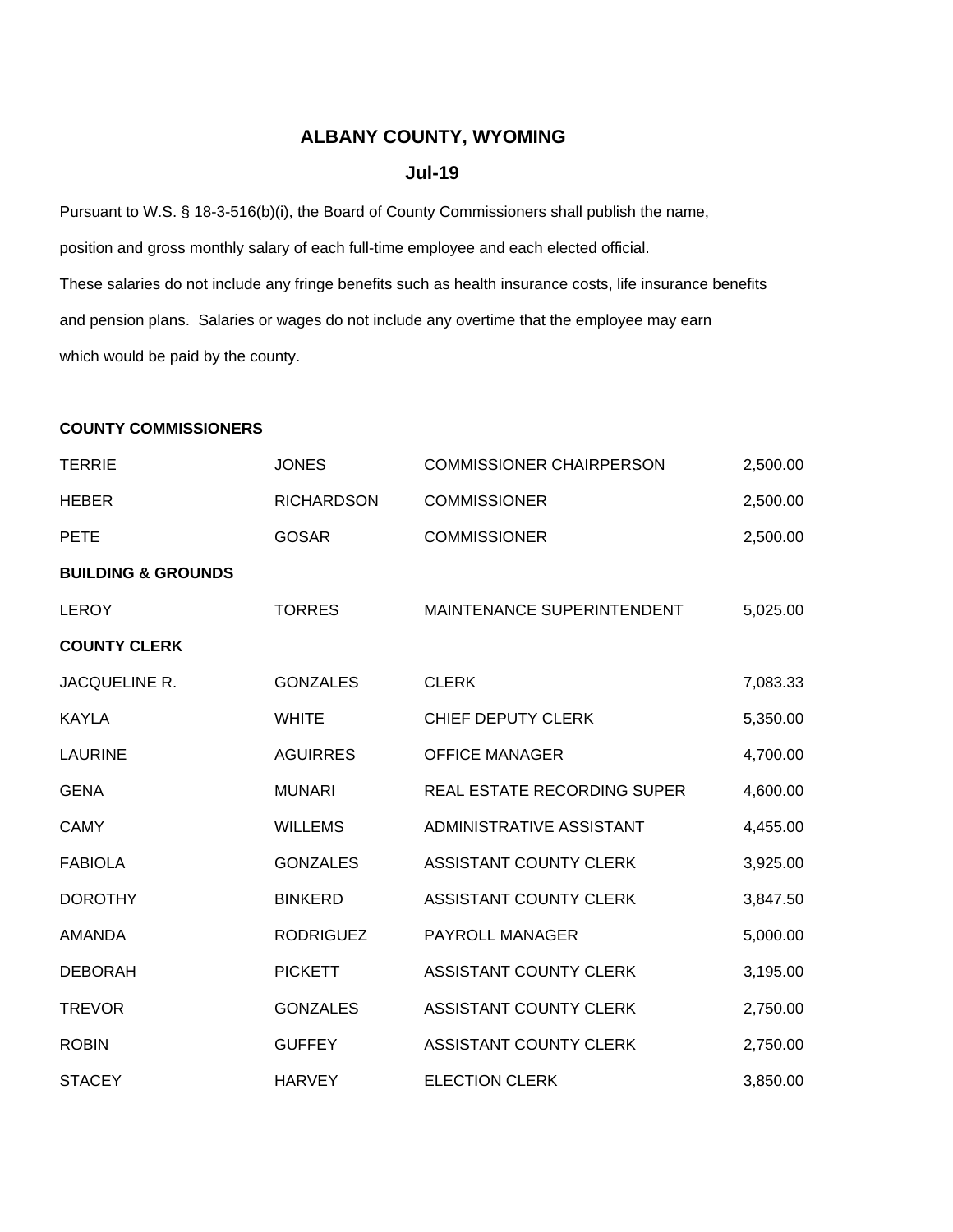# ALBANY COUNTY, WYOMING

## Jul-19

Pursuant to W.S. § 18-3-516(b)(i), the Board of County Commissioners shall publish the name, position and gross monthly salary of each full-time employee and each elected official. These salaries do not include any fringe benefits such as health insurance costs, life insurance benefits and pension plans. Salaries or wages do not include any overtime that the employee may earn which would be paid by the county.

| | | | |
|---|---|---|---|
| **COUNTY COMMISSIONERS** | | | |
| TERRIE | JONES | COMMISSIONER CHAIRPERSON | 2,500.00 |
| HEBER | RICHARDSON | COMMISSIONER | 2,500.00 |
| PETE | GOSAR | COMMISSIONER | 2,500.00 |
| **BUILDING & GROUNDS** | | | |
| LEROY | TORRES | MAINTENANCE SUPERINTENDENT | 5,025.00 |
| **COUNTY CLERK** | | | |
| JACQUELINE R. | GONZALES | CLERK | 7,083.33 |
| KAYLA | WHITE | CHIEF DEPUTY CLERK | 5,350.00 |
| LAURINE | AGUIRRES | OFFICE MANAGER | 4,700.00 |
| GENA | MUNARI | REAL ESTATE RECORDING SUPER | 4,600.00 |
| CAMY | WILLEMS | ADMINISTRATIVE ASSISTANT | 4,455.00 |
| FABIOLA | GONZALES | ASSISTANT COUNTY CLERK | 3,925.00 |
| DOROTHY | BINKERD | ASSISTANT COUNTY CLERK | 3,847.50 |
| AMANDA | RODRIGUEZ | PAYROLL MANAGER | 5,000.00 |
| DEBORAH | PICKETT | ASSISTANT COUNTY CLERK | 3,195.00 |
| TREVOR | GONZALES | ASSISTANT COUNTY CLERK | 2,750.00 |
| ROBIN | GUFFEY | ASSISTANT COUNTY CLERK | 2,750.00 |
| STACEY | HARVEY | ELECTION CLERK | 3,850.00 |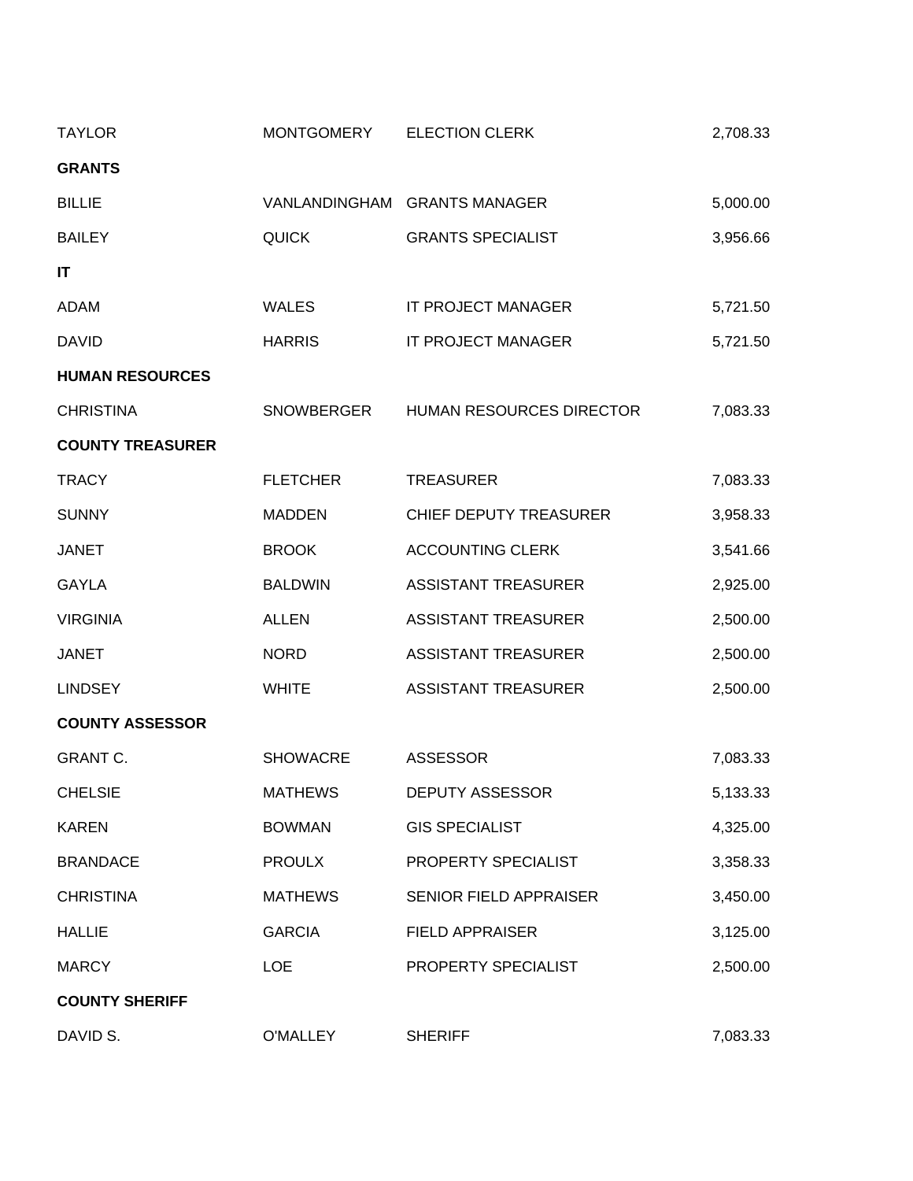| | | | |
|---|---|---|---|
| TAYLOR | MONTGOMERY | ELECTION CLERK | 2,708.33 |
| **GRANTS** | | | |
| BILLIE | VANLANDINGHAM | GRANTS MANAGER | 5,000.00 |
| BAILEY | QUICK | GRANTS SPECIALIST | 3,956.66 |
| **IT** | | | |
| ADAM | WALES | IT PROJECT MANAGER | 5,721.50 |
| DAVID | HARRIS | IT PROJECT MANAGER | 5,721.50 |
| **HUMAN RESOURCES** | | | |
| CHRISTINA | SNOWBERGER | HUMAN RESOURCES DIRECTOR | 7,083.33 |
| **COUNTY TREASURER** | | | |
| TRACY | FLETCHER | TREASURER | 7,083.33 |
| SUNNY | MADDEN | CHIEF DEPUTY TREASURER | 3,958.33 |
| JANET | BROOK | ACCOUNTING CLERK | 3,541.66 |
| GAYLA | BALDWIN | ASSISTANT TREASURER | 2,925.00 |
| VIRGINIA | ALLEN | ASSISTANT TREASURER | 2,500.00 |
| JANET | NORD | ASSISTANT TREASURER | 2,500.00 |
| LINDSEY | WHITE | ASSISTANT TREASURER | 2,500.00 |
| **COUNTY ASSESSOR** | | | |
| GRANT C. | SHOWACRE | ASSESSOR | 7,083.33 |
| CHELSIE | MATHEWS | DEPUTY ASSESSOR | 5,133.33 |
| KAREN | BOWMAN | GIS SPECIALIST | 4,325.00 |
| BRANDACE | PROULX | PROPERTY SPECIALIST | 3,358.33 |
| CHRISTINA | MATHEWS | SENIOR FIELD APPRAISER | 3,450.00 |
| HALLIE | GARCIA | FIELD APPRAISER | 3,125.00 |
| MARCY | LOE | PROPERTY SPECIALIST | 2,500.00 |
| **COUNTY SHERIFF** | | | |
| DAVID S. | O'MALLEY | SHERIFF | 7,083.33 |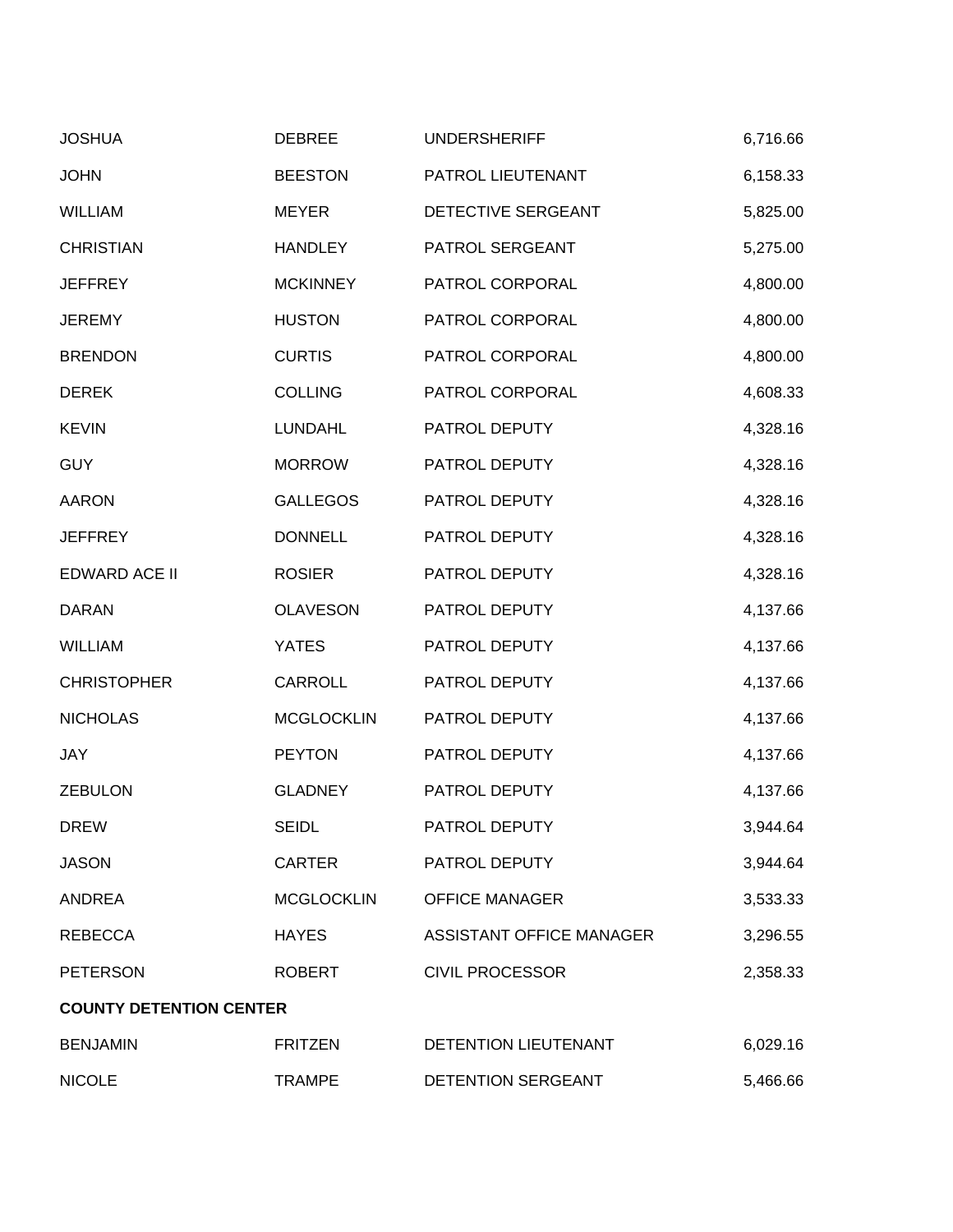| | | | |
|---|---|---|---|
| JOSHUA | DEBREE | UNDERSHERIFF | 6,716.66 |
| JOHN | BEESTON | PATROL LIEUTENANT | 6,158.33 |
| WILLIAM | MEYER | DETECTIVE SERGEANT | 5,825.00 |
| CHRISTIAN | HANDLEY | PATROL SERGEANT | 5,275.00 |
| JEFFREY | MCKINNEY | PATROL CORPORAL | 4,800.00 |
| JEREMY | HUSTON | PATROL CORPORAL | 4,800.00 |
| BRENDON | CURTIS | PATROL CORPORAL | 4,800.00 |
| DEREK | COLLING | PATROL CORPORAL | 4,608.33 |
| KEVIN | LUNDAHL | PATROL DEPUTY | 4,328.16 |
| GUY | MORROW | PATROL DEPUTY | 4,328.16 |
| AARON | GALLEGOS | PATROL DEPUTY | 4,328.16 |
| JEFFREY | DONNELL | PATROL DEPUTY | 4,328.16 |
| EDWARD ACE II | ROSIER | PATROL DEPUTY | 4,328.16 |
| DARAN | OLAVESON | PATROL DEPUTY | 4,137.66 |
| WILLIAM | YATES | PATROL DEPUTY | 4,137.66 |
| CHRISTOPHER | CARROLL | PATROL DEPUTY | 4,137.66 |
| NICHOLAS | MCGLOCKLIN | PATROL DEPUTY | 4,137.66 |
| JAY | PEYTON | PATROL DEPUTY | 4,137.66 |
| ZEBULON | GLADNEY | PATROL DEPUTY | 4,137.66 |
| DREW | SEIDL | PATROL DEPUTY | 3,944.64 |
| JASON | CARTER | PATROL DEPUTY | 3,944.64 |
| ANDREA | MCGLOCKLIN | OFFICE MANAGER | 3,533.33 |
| REBECCA | HAYES | ASSISTANT OFFICE MANAGER | 3,296.55 |
| PETERSON | ROBERT | CIVIL PROCESSOR | 2,358.33 |
| **COUNTY DETENTION CENTER** | | | |
| BENJAMIN | FRITZEN | DETENTION LIEUTENANT | 6,029.16 |
| NICOLE | TRAMPE | DETENTION SERGEANT | 5,466.66 |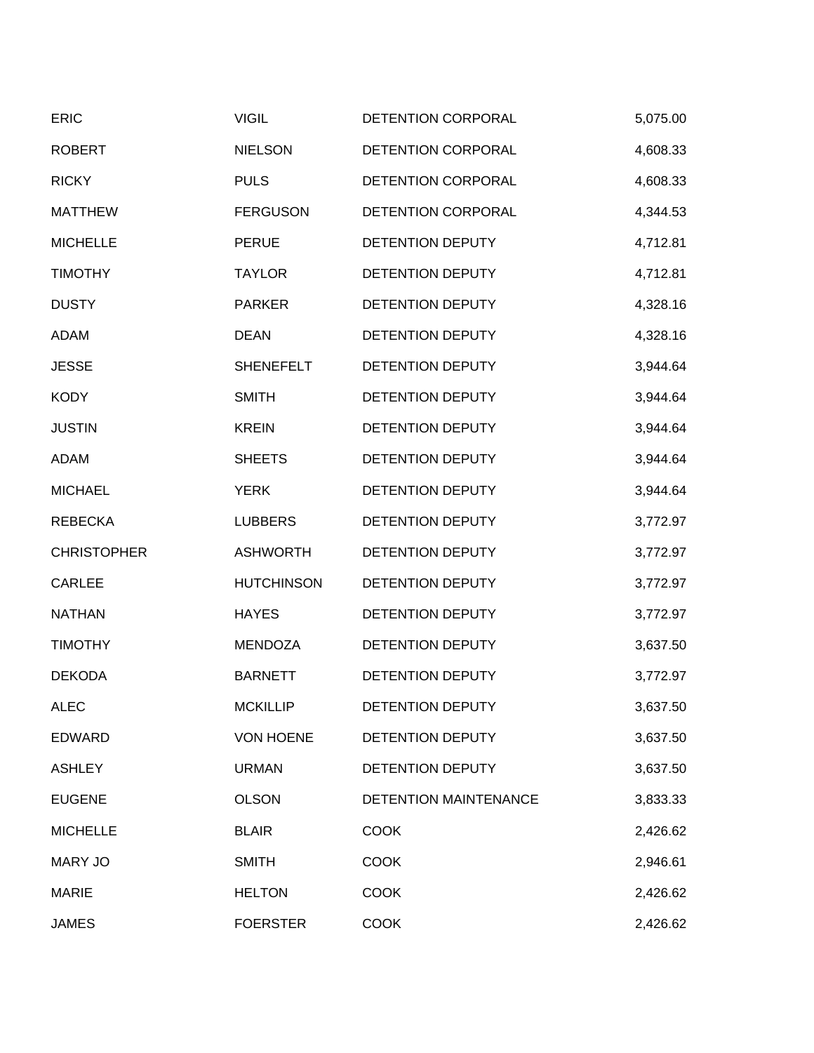| | | | |
|---|---|---|---|
| ERIC | VIGIL | DETENTION CORPORAL | 5,075.00 |
| ROBERT | NIELSON | DETENTION CORPORAL | 4,608.33 |
| RICKY | PULS | DETENTION CORPORAL | 4,608.33 |
| MATTHEW | FERGUSON | DETENTION CORPORAL | 4,344.53 |
| MICHELLE | PERUE | DETENTION DEPUTY | 4,712.81 |
| TIMOTHY | TAYLOR | DETENTION DEPUTY | 4,712.81 |
| DUSTY | PARKER | DETENTION DEPUTY | 4,328.16 |
| ADAM | DEAN | DETENTION DEPUTY | 4,328.16 |
| JESSE | SHENEFELT | DETENTION DEPUTY | 3,944.64 |
| KODY | SMITH | DETENTION DEPUTY | 3,944.64 |
| JUSTIN | KREIN | DETENTION DEPUTY | 3,944.64 |
| ADAM | SHEETS | DETENTION DEPUTY | 3,944.64 |
| MICHAEL | YERK | DETENTION DEPUTY | 3,944.64 |
| REBECKA | LUBBERS | DETENTION DEPUTY | 3,772.97 |
| CHRISTOPHER | ASHWORTH | DETENTION DEPUTY | 3,772.97 |
| CARLEE | HUTCHINSON | DETENTION DEPUTY | 3,772.97 |
| NATHAN | HAYES | DETENTION DEPUTY | 3,772.97 |
| TIMOTHY | MENDOZA | DETENTION DEPUTY | 3,637.50 |
| DEKODA | BARNETT | DETENTION DEPUTY | 3,772.97 |
| ALEC | MCKILLIP | DETENTION DEPUTY | 3,637.50 |
| EDWARD | VON HOENE | DETENTION DEPUTY | 3,637.50 |
| ASHLEY | URMAN | DETENTION DEPUTY | 3,637.50 |
| EUGENE | OLSON | DETENTION MAINTENANCE | 3,833.33 |
| MICHELLE | BLAIR | COOK | 2,426.62 |
| MARY JO | SMITH | COOK | 2,946.61 |
| MARIE | HELTON | COOK | 2,426.62 |
| JAMES | FOERSTER | COOK | 2,426.62 |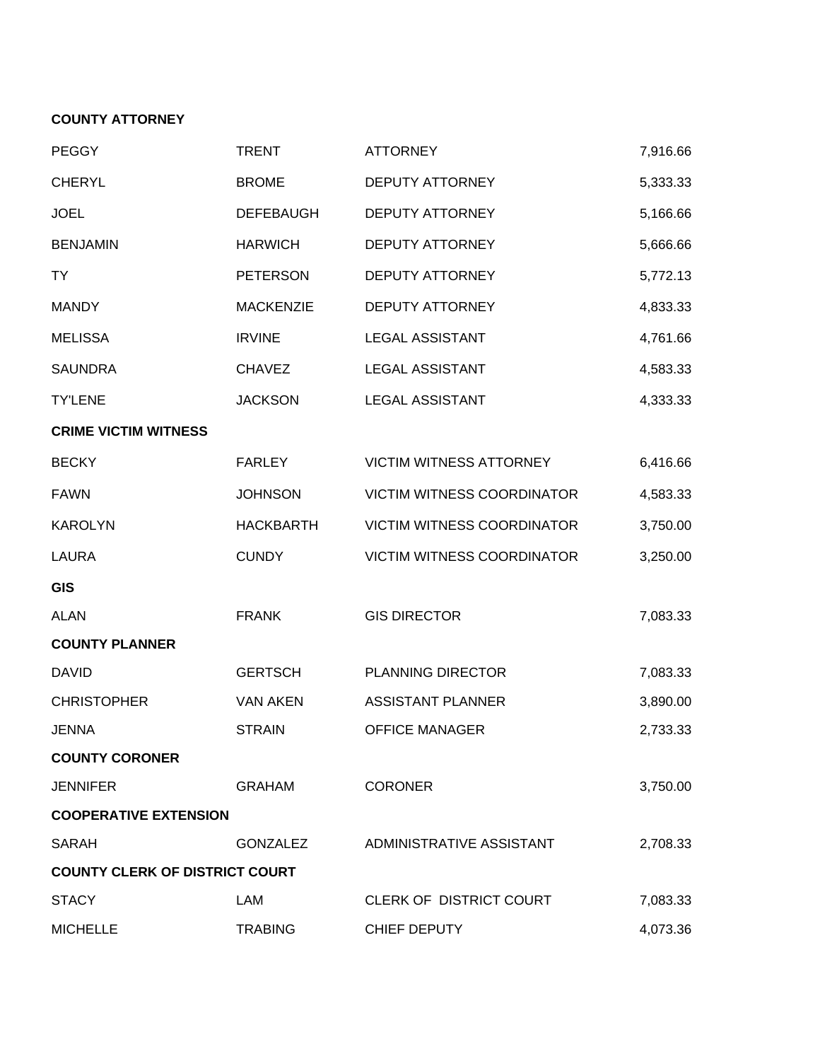**COUNTY ATTORNEY**

| | | | |
|---|---|---|---|
| PEGGY | TRENT | ATTORNEY | 7,916.66 |
| CHERYL | BROME | DEPUTY ATTORNEY | 5,333.33 |
| JOEL | DEFEBAUGH | DEPUTY ATTORNEY | 5,166.66 |
| BENJAMIN | HARWICH | DEPUTY ATTORNEY | 5,666.66 |
| TY | PETERSON | DEPUTY ATTORNEY | 5,772.13 |
| MANDY | MACKENZIE | DEPUTY ATTORNEY | 4,833.33 |
| MELISSA | IRVINE | LEGAL ASSISTANT | 4,761.66 |
| SAUNDRA | CHAVEZ | LEGAL ASSISTANT | 4,583.33 |
| TY'LENE | JACKSON | LEGAL ASSISTANT | 4,333.33 |

**CRIME VICTIM WITNESS**

| | | | |
|---|---|---|---|
| BECKY | FARLEY | VICTIM WITNESS ATTORNEY | 6,416.66 |
| FAWN | JOHNSON | VICTIM WITNESS COORDINATOR | 4,583.33 |
| KAROLYN | HACKBARTH | VICTIM WITNESS COORDINATOR | 3,750.00 |
| LAURA | CUNDY | VICTIM WITNESS COORDINATOR | 3,250.00 |

**GIS**

| | | | |
|---|---|---|---|
| ALAN | FRANK | GIS DIRECTOR | 7,083.33 |

**COUNTY PLANNER**

| | | | |
|---|---|---|---|
| DAVID | GERTSCH | PLANNING DIRECTOR | 7,083.33 |
| CHRISTOPHER | VAN AKEN | ASSISTANT PLANNER | 3,890.00 |
| JENNA | STRAIN | OFFICE MANAGER | 2,733.33 |

**COUNTY CORONER**

| | | | |
|---|---|---|---|
| JENNIFER | GRAHAM | CORONER | 3,750.00 |

**COOPERATIVE EXTENSION**

| | | | |
|---|---|---|---|
| SARAH | GONZALEZ | ADMINISTRATIVE ASSISTANT | 2,708.33 |

**COUNTY CLERK OF DISTRICT COURT**

| | | | |
|---|---|---|---|
| STACY | LAM | CLERK OF DISTRICT COURT | 7,083.33 |
| MICHELLE | TRABING | CHIEF DEPUTY | 4,073.36 |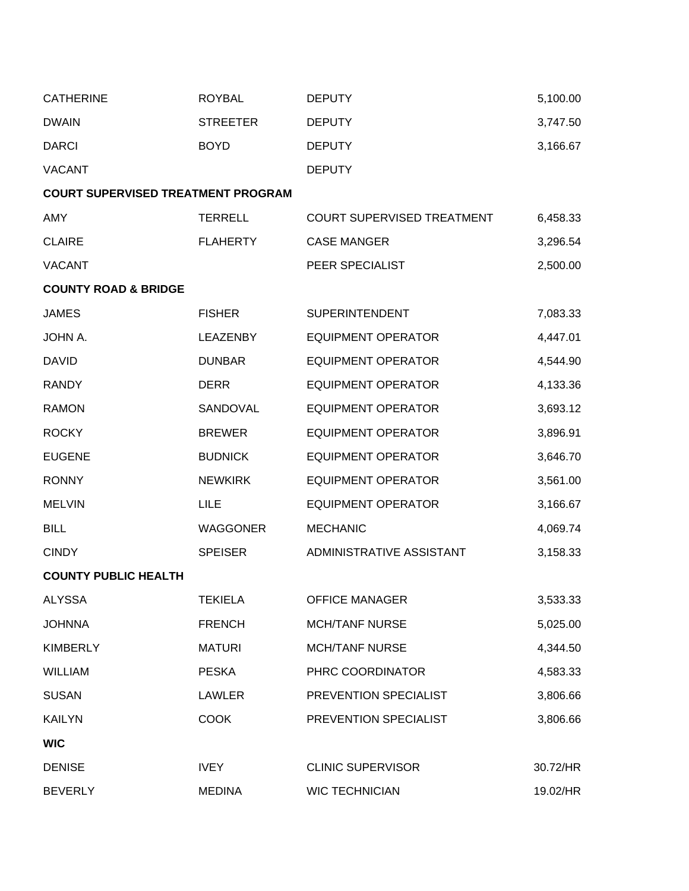| | | | |
|---|---|---|---|
| CATHERINE | ROYBAL | DEPUTY | 5,100.00 |
| DWAIN | STREETER | DEPUTY | 3,747.50 |
| DARCI | BOYD | DEPUTY | 3,166.67 |
| VACANT | | DEPUTY | |
| **COURT SUPERVISED TREATMENT PROGRAM** | | | |
| AMY | TERRELL | COURT SUPERVISED TREATMENT | 6,458.33 |
| CLAIRE | FLAHERTY | CASE MANGER | 3,296.54 |
| VACANT | | PEER SPECIALIST | 2,500.00 |
| **COUNTY ROAD & BRIDGE** | | | |
| JAMES | FISHER | SUPERINTENDENT | 7,083.33 |
| JOHN A. | LEAZENBY | EQUIPMENT OPERATOR | 4,447.01 |
| DAVID | DUNBAR | EQUIPMENT OPERATOR | 4,544.90 |
| RANDY | DERR | EQUIPMENT OPERATOR | 4,133.36 |
| RAMON | SANDOVAL | EQUIPMENT OPERATOR | 3,693.12 |
| ROCKY | BREWER | EQUIPMENT OPERATOR | 3,896.91 |
| EUGENE | BUDNICK | EQUIPMENT OPERATOR | 3,646.70 |
| RONNY | NEWKIRK | EQUIPMENT OPERATOR | 3,561.00 |
| MELVIN | LILE | EQUIPMENT OPERATOR | 3,166.67 |
| BILL | WAGGONER | MECHANIC | 4,069.74 |
| CINDY | SPEISER | ADMINISTRATIVE ASSISTANT | 3,158.33 |
| **COUNTY PUBLIC HEALTH** | | | |
| ALYSSA | TEKIELA | OFFICE MANAGER | 3,533.33 |
| JOHNNA | FRENCH | MCH/TANF NURSE | 5,025.00 |
| KIMBERLY | MATURI | MCH/TANF NURSE | 4,344.50 |
| WILLIAM | PESKA | PHRC COORDINATOR | 4,583.33 |
| SUSAN | LAWLER | PREVENTION SPECIALIST | 3,806.66 |
| KAILYN | COOK | PREVENTION SPECIALIST | 3,806.66 |
| **WIC** | | | |
| DENISE | IVEY | CLINIC SUPERVISOR | 30.72/HR |
| BEVERLY | MEDINA | WIC TECHNICIAN | 19.02/HR |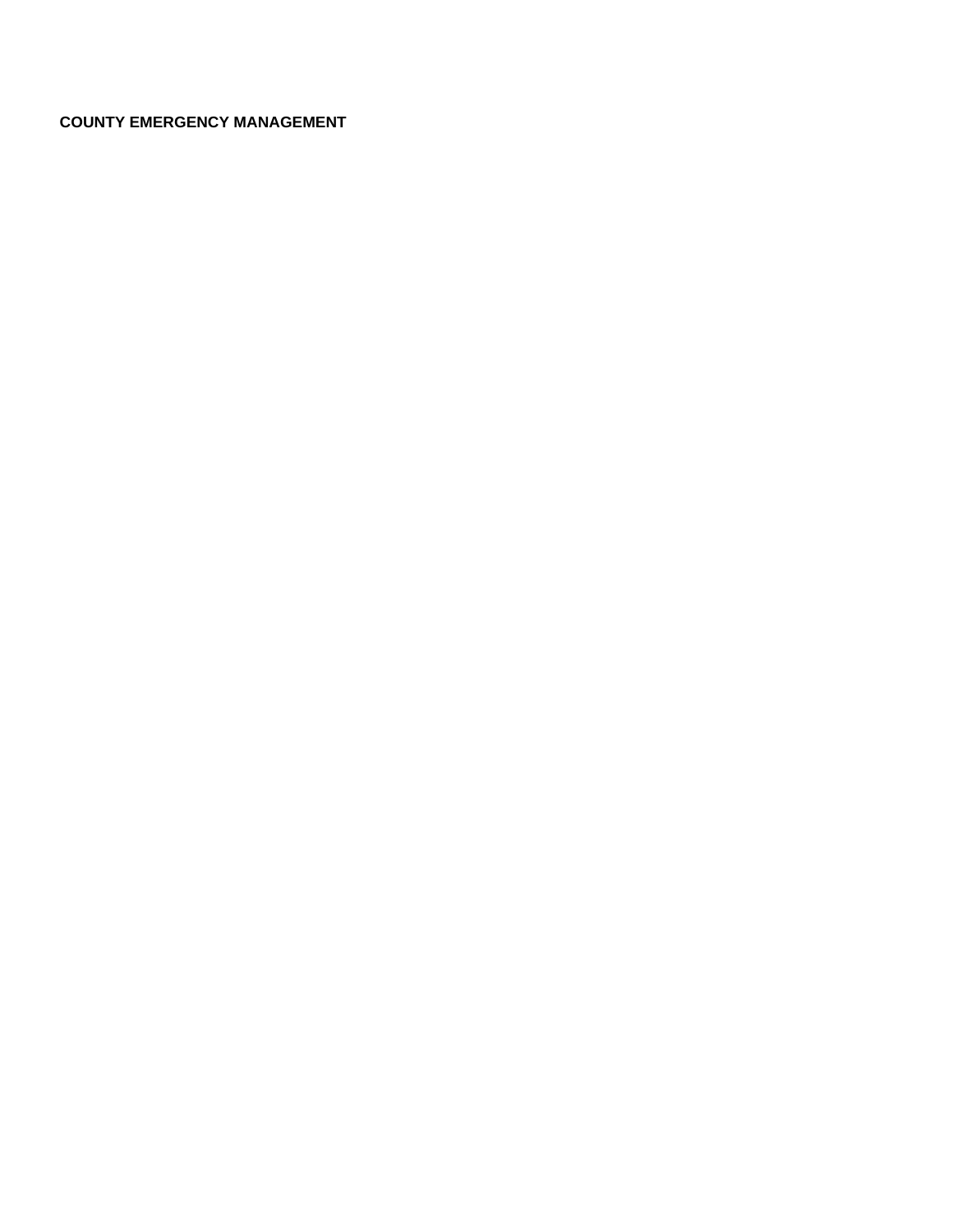**COUNTY EMERGENCY MANAGEMENT**